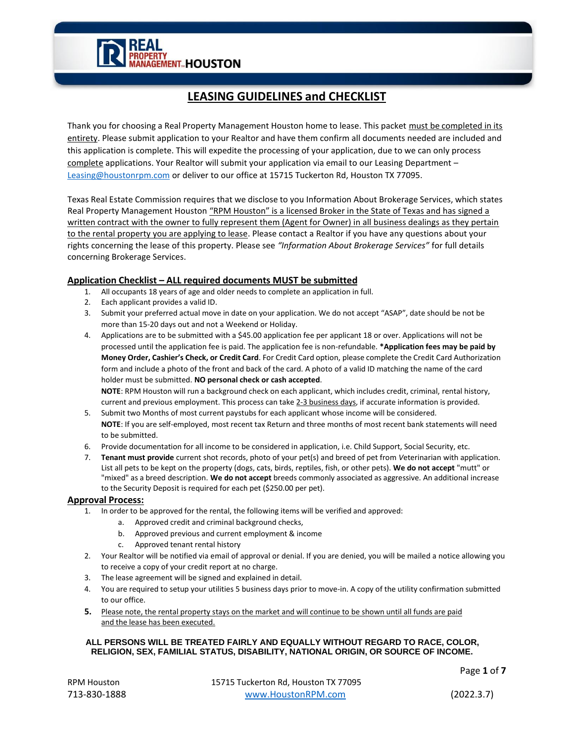REAL PROPERTY MANAGEMENT HOUSTON

# LEASING GUIDELINES and CHECKLIST

Thank you for choosing a Real Property Management Houston home to lease. This packet must be completed in its entirety. Please submit application to your Realtor and have them confirm all documents needed are included and this application is complete. This will expedite the processing of your application, due to we can only process complete applications. Your Realtor will submit your application via email to our Leasing Department – Leasing@houstonrpm.com or deliver to our office at 15715 Tuckerton Rd, Houston TX 77095.

Texas Real Estate Commission requires that we disclose to you Information About Brokerage Services, which states Real Property Management Houston "RPM Houston" is a licensed Broker in the State of Texas and has signed a written contract with the owner to fully represent them (Agent for Owner) in all business dealings as they pertain to the rental property you are applying to lease. Please contact a Realtor if you have any questions about your rights concerning the lease of this property. Please see *"Information About Brokerage Services"* for full details concerning Brokerage Services.

## Application Checklist – ALL required documents MUST be submitted

1. All occupants 18 years of age and older needs to complete an application in full.
2. Each applicant provides a valid ID.
3. Submit your preferred actual move in date on your application. We do not accept "ASAP", date should be not be more than 15-20 days out and not a Weekend or Holiday.
4. Applications are to be submitted with a $45.00 application fee per applicant 18 or over. Applications will not be processed until the application fee is paid. The application fee is non-refundable. **\*Application fees may be paid by Money Order, Cashier's Check, or Credit Card**. For Credit Card option, please complete the Credit Card Authorization form and include a photo of the front and back of the card. A photo of a valid ID matching the name of the card holder must be submitted. **NO personal check or cash accepted**.
   **NOTE**: RPM Houston will run a background check on each applicant, which includes credit, criminal, rental history, current and previous employment. This process can take 2-3 business days, if accurate information is provided.
5. Submit two Months of most current paystubs for each applicant whose income will be considered.
   **NOTE**: If you are self-employed, most recent tax Return and three months of most recent bank statements will need to be submitted.
6. Provide documentation for all income to be considered in application, i.e. Child Support, Social Security, etc.
7. **Tenant must provide** current shot records, photo of your pet(s) and breed of pet from *V*eterinarian with application. List all pets to be kept on the property (dogs, cats, birds, reptiles, fish, or other pets). **We do not accept** "mutt" or "mixed" as a breed description. **We do not accept** breeds commonly associated as aggressive. An additional increase to the Security Deposit is required for each pet ($250.00 per pet).

## Approval Process:

1. In order to be approved for the rental, the following items will be verified and approved:
   a. Approved credit and criminal background checks,
   b. Approved previous and current employment & income
   c. Approved tenant rental history
2. Your Realtor will be notified via email of approval or denial. If you are denied, you will be mailed a notice allowing you to receive a copy of your credit report at no charge.
3. The lease agreement will be signed and explained in detail.
4. You are required to setup your utilities 5 business days prior to move-in. A copy of the utility confirmation submitted to our office.
5. Please note, the rental property stays on the market and will continue to be shown until all funds are paid and the lease has been executed.

**ALL PERSONS WILL BE TREATED FAIRLY AND EQUALLY WITHOUT REGARD TO RACE, COLOR, RELIGION, SEX, FAMILIAL STATUS, DISABILITY, NATIONAL ORIGIN, OR SOURCE OF INCOME.**

RPM Houston 713-830-1888 | 15715 Tuckerton Rd, Houston TX 77095 www.HoustonRPM.com | (2022.3.7)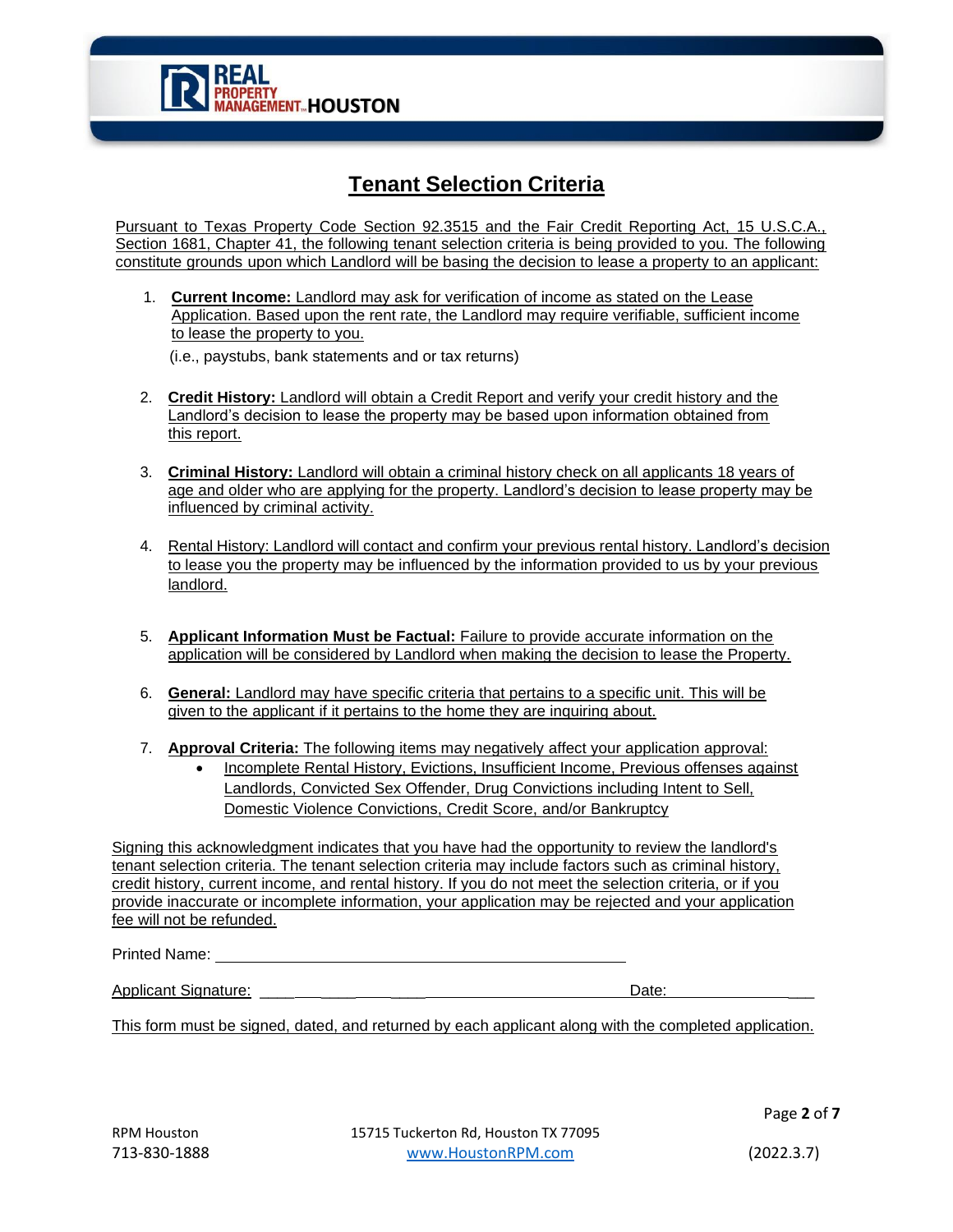# Tenant Selection Criteria

Pursuant to Texas Property Code Section 92.3515 and the Fair Credit Reporting Act, 15 U.S.C.A., Section 1681, Chapter 41, the following tenant selection criteria is being provided to you. The following constitute grounds upon which Landlord will be basing the decision to lease a property to an applicant:

1. **Current Income:** Landlord may ask for verification of income as stated on the Lease Application. Based upon the rent rate, the Landlord may require verifiable, sufficient income to lease the property to you.

   (i.e., paystubs, bank statements and or tax returns)

2. **Credit History:** Landlord will obtain a Credit Report and verify your credit history and the Landlord's decision to lease the property may be based upon information obtained from this report.

3. **Criminal History:** Landlord will obtain a criminal history check on all applicants 18 years of age and older who are applying for the property. Landlord's decision to lease property may be influenced by criminal activity.

4. Rental History: Landlord will contact and confirm your previous rental history. Landlord's decision to lease you the property may be influenced by the information provided to us by your previous landlord.

5. **Applicant Information Must be Factual:** Failure to provide accurate information on the application will be considered by Landlord when making the decision to lease the Property.

6. **General:** Landlord may have specific criteria that pertains to a specific unit. This will be given to the applicant if it pertains to the home they are inquiring about.

7. **Approval Criteria:** The following items may negatively affect your application approval:
   - Incomplete Rental History, Evictions, Insufficient Income, Previous offenses against Landlords, Convicted Sex Offender, Drug Convictions including Intent to Sell, Domestic Violence Convictions, Credit Score, and/or Bankruptcy

Signing this acknowledgment indicates that you have had the opportunity to review the landlord's tenant selection criteria. The tenant selection criteria may include factors such as criminal history, credit history, current income, and rental history. If you do not meet the selection criteria, or if you provide inaccurate or incomplete information, your application may be rejected and your application fee will not be refunded.

Printed Name: ______________________________________________

Applicant Signature: ______________________________________ Date: _______________

This form must be signed, dated, and returned by each applicant along with the completed application.

RPM Houston
713-830-1888

15715 Tuckerton Rd, Houston TX 77095
www.HoustonRPM.com

(2022.3.7)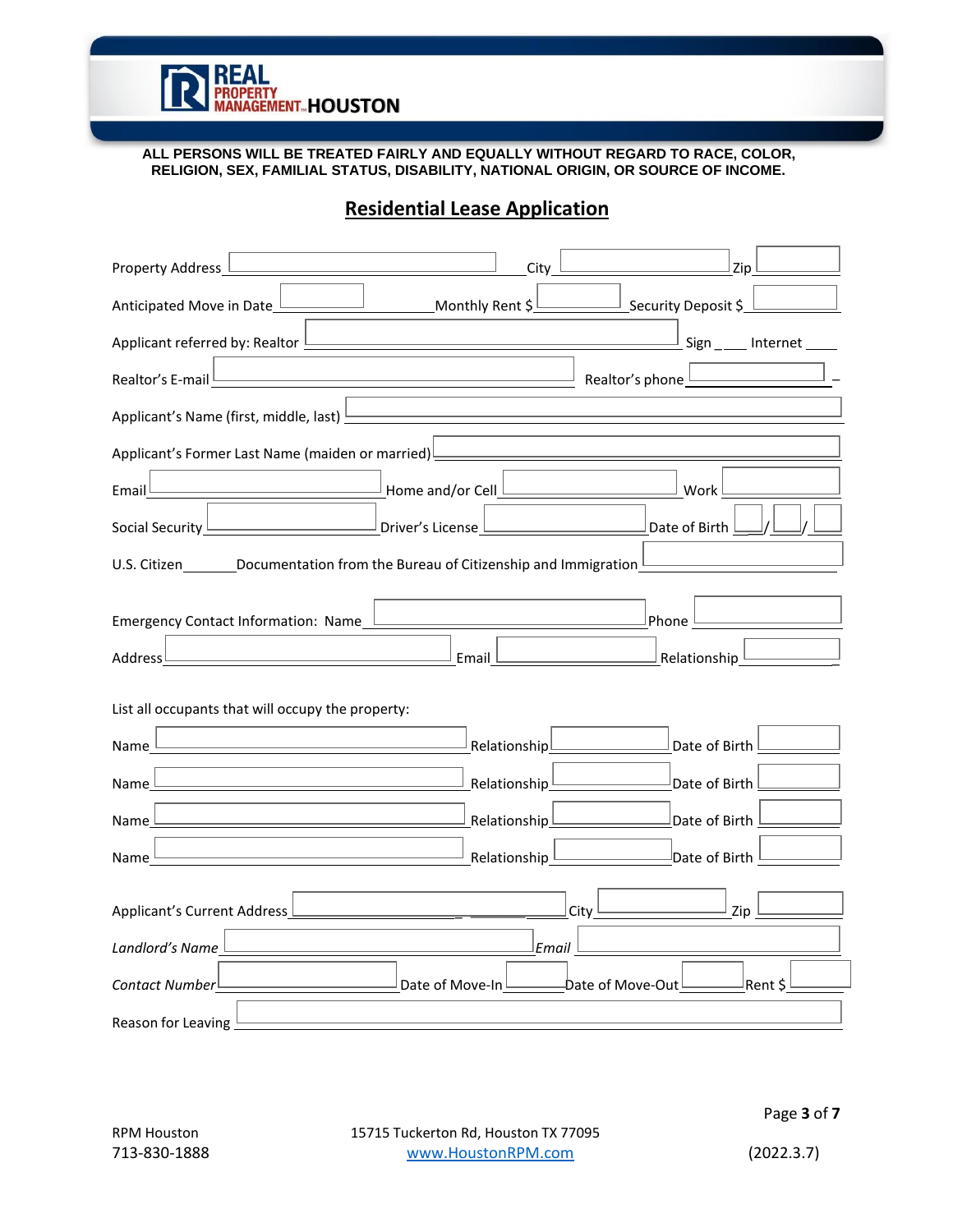REAL PROPERTY MANAGEMENT HOUSTON

**ALL PERSONS WILL BE TREATED FAIRLY AND EQUALLY WITHOUT REGARD TO RACE, COLOR, RELIGION, SEX, FAMILIAL STATUS, DISABILITY, NATIONAL ORIGIN, OR SOURCE OF INCOME.**

# Residential Lease Application

Property Address ________________ City ________________ Zip ________

Anticipated Move in Date ________ Monthly Rent $ ________ Security Deposit $ ________

Applicant referred by: Realtor ________________ Sign ____ Internet ____

Realtor's E-mail ________________ Realtor's phone ________________

Applicant's Name (first, middle, last) ________________

Applicant's Former Last Name (maiden or married) ________________

Email ________________ Home and/or Cell ________________ Work ________

Social Security ________________ Driver's License ________________ Date of Birth ____/____/____

U.S. Citizen ______ Documentation from the Bureau of Citizenship and Immigration ________________

Emergency Contact Information: Name ________________ Phone ________________

Address ________________ Email ________________ Relationship ________

List all occupants that will occupy the property:

Name ________________ Relationship ________________ Date of Birth ________

Name ________________ Relationship ________________ Date of Birth ________

Name ________________ Relationship ________________ Date of Birth ________

Name ________________ Relationship ________________ Date of Birth ________

Applicant's Current Address ________________ City ________________ Zip ________

*Landlord's Name* ________________ *Email* ________________

*Contact Number* ________________ Date of Move-In ________ Date of Move-Out ________ Rent $ ________

Reason for Leaving ________________

RPM Houston
713-830-1888

15715 Tuckerton Rd, Houston TX 77095
www.HoustonRPM.com

(2022.3.7)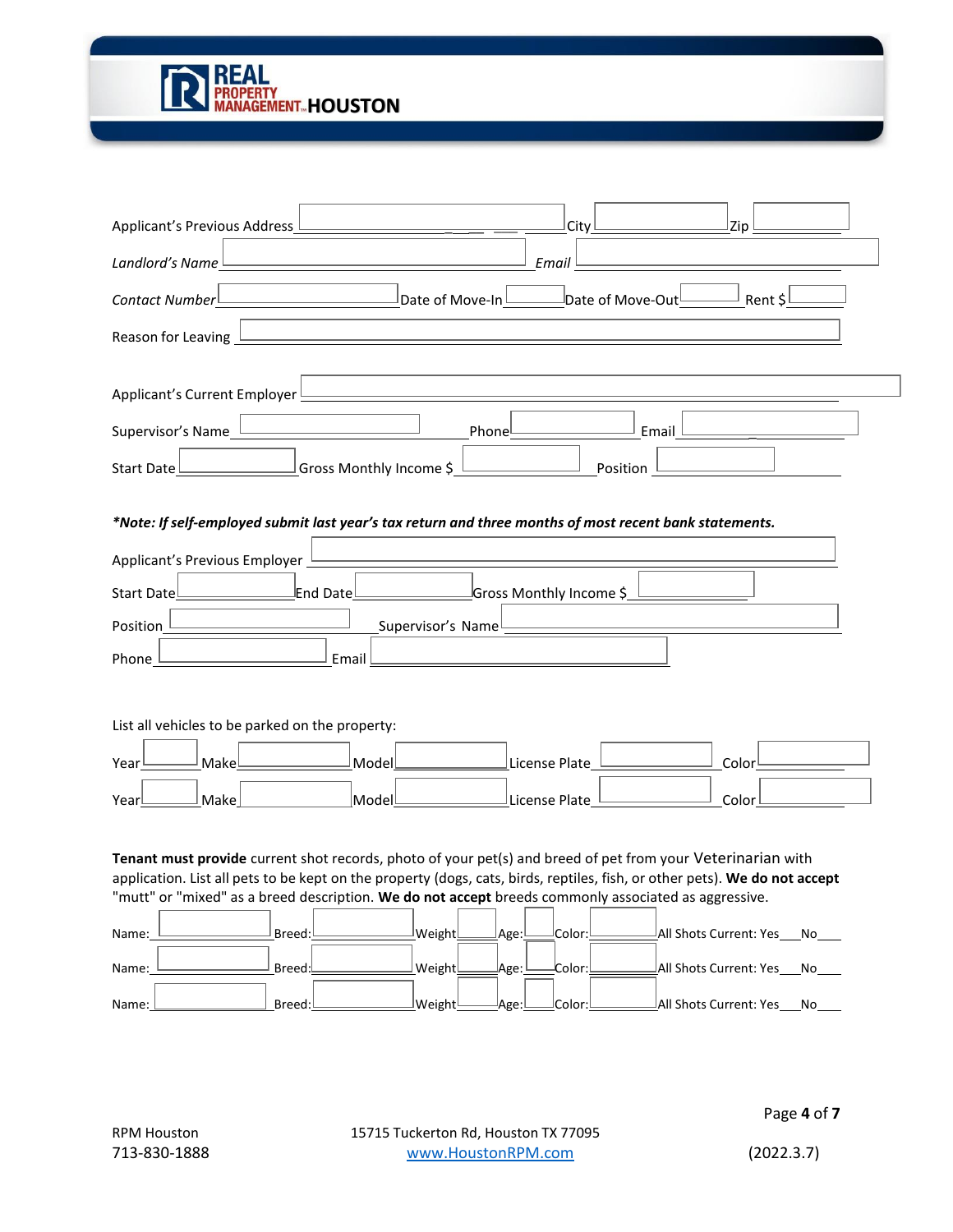Applicant's Previous Address ______________________ City ____________ Zip ____________

*Landlord's Name* ______________________ *Email* ______________________

*Contact Number* ______________ Date of Move-In ________ Date of Move-Out ________ Rent $ ________

Reason for Leaving ______________________________________________

Applicant's Current Employer ______________________________________________

Supervisor's Name ______________ Phone ______________ Email ______________

Start Date ______________ Gross Monthly Income $ ______________ Position ______________

***Note: If self-employed submit last year's tax return and three months of most recent bank statements.***

Applicant's Previous Employer ______________________________________________

Start Date ______________ End Date ______________ Gross Monthly Income $ ______________

Position ______________ Supervisor's Name ______________________

Phone ______________ Email ______________________

List all vehicles to be parked on the property:

Year ________ Make ____________ Model ____________ License Plate ____________ Color ____________

Year ________ Make ____________ Model ____________ License Plate ____________ Color ____________

**Tenant must provide** current shot records, photo of your pet(s) and breed of pet from your Veterinarian with application. List all pets to be kept on the property (dogs, cats, birds, reptiles, fish, or other pets). **We do not accept** "mutt" or "mixed" as a breed description. **We do not accept** breeds commonly associated as aggressive.

Name: ____________ Breed: ____________ Weight ______ Age: ______ Color: ________ All Shots Current: Yes___No___

Name: ____________ Breed: ____________ Weight ______ Age: ______ Color: ________ All Shots Current: Yes___No___

Name: ____________ Breed: ____________ Weight ______ Age: ______ Color: ________ All Shots Current: Yes___No___

RPM Houston
713-830-1888

15715 Tuckerton Rd, Houston TX 77095
www.HoustonRPM.com

(2022.3.7)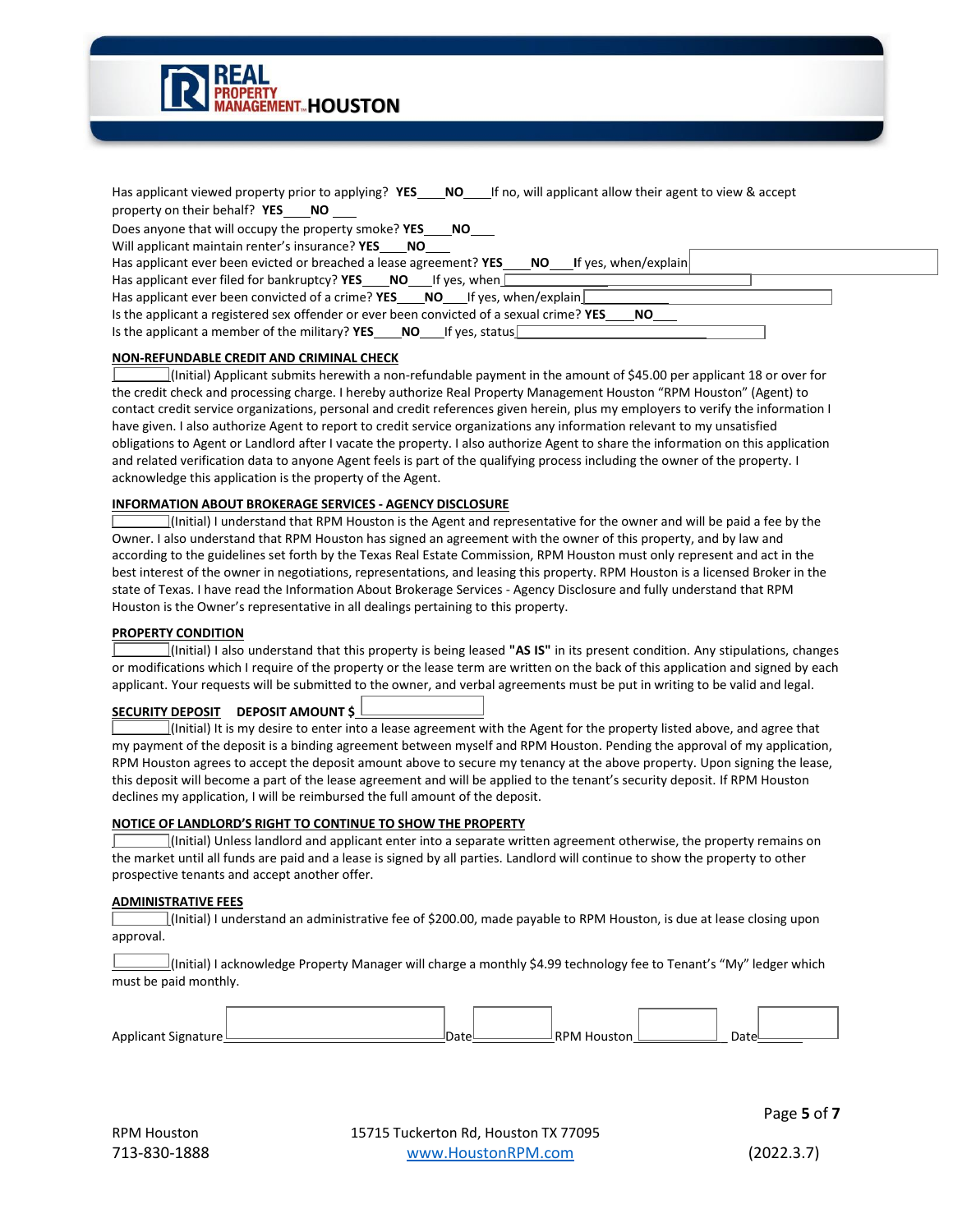Has applicant viewed property prior to applying? **YES**____**NO**____If no, will applicant allow their agent to view & accept property on their behalf? **YES**____**NO** ____

Does anyone that will occupy the property smoke? **YES**____**NO**____

Will applicant maintain renter's insurance? **YES**____**NO**____

Has applicant ever been evicted or breached a lease agreement? **YES**____**NO**____**I**f yes, when/explain ____________

Has applicant ever filed for bankruptcy? **YES**____**NO**____If yes, when ____________

Has applicant ever been convicted of a crime? **YES**____**NO**____If yes, when/explain ____________

Is the applicant a registered sex offender or ever been convicted of a sexual crime? **YES**____**NO**____

Is the applicant a member of the military? **YES**____**NO**____If yes, status ____________

**NON-REFUNDABLE CREDIT AND CRIMINAL CHECK**

________(Initial) Applicant submits herewith a non-refundable payment in the amount of $45.00 per applicant 18 or over for the credit check and processing charge. I hereby authorize Real Property Management Houston "RPM Houston" (Agent) to contact credit service organizations, personal and credit references given herein, plus my employers to verify the information I have given. I also authorize Agent to report to credit service organizations any information relevant to my unsatisfied obligations to Agent or Landlord after I vacate the property. I also authorize Agent to share the information on this application and related verification data to anyone Agent feels is part of the qualifying process including the owner of the property. I acknowledge this application is the property of the Agent.

**INFORMATION ABOUT BROKERAGE SERVICES - AGENCY DISCLOSURE**

________(Initial) I understand that RPM Houston is the Agent and representative for the owner and will be paid a fee by the Owner. I also understand that RPM Houston has signed an agreement with the owner of this property, and by law and according to the guidelines set forth by the Texas Real Estate Commission, RPM Houston must only represent and act in the best interest of the owner in negotiations, representations, and leasing this property. RPM Houston is a licensed Broker in the state of Texas. I have read the Information About Brokerage Services - Agency Disclosure and fully understand that RPM Houston is the Owner's representative in all dealings pertaining to this property.

**PROPERTY CONDITION**

________(Initial) I also understand that this property is being leased **"AS IS"** in its present condition. Any stipulations, changes or modifications which I require of the property or the lease term are written on the back of this application and signed by each applicant. Your requests will be submitted to the owner, and verbal agreements must be put in writing to be valid and legal.

**SECURITY DEPOSIT** **DEPOSIT AMOUNT $** ____________

________(Initial) It is my desire to enter into a lease agreement with the Agent for the property listed above, and agree that my payment of the deposit is a binding agreement between myself and RPM Houston. Pending the approval of my application, RPM Houston agrees to accept the deposit amount above to secure my tenancy at the above property. Upon signing the lease, this deposit will become a part of the lease agreement and will be applied to the tenant's security deposit. If RPM Houston declines my application, I will be reimbursed the full amount of the deposit.

**NOTICE OF LANDLORD'S RIGHT TO CONTINUE TO SHOW THE PROPERTY**

________(Initial) Unless landlord and applicant enter into a separate written agreement otherwise, the property remains on the market until all funds are paid and a lease is signed by all parties. Landlord will continue to show the property to other prospective tenants and accept another offer.

**ADMINISTRATIVE FEES**

________(Initial) I understand an administrative fee of $200.00, made payable to RPM Houston, is due at lease closing upon approval.

________(Initial) I acknowledge Property Manager will charge a monthly $4.99 technology fee to Tenant's "My" ledger which must be paid monthly.

Applicant Signature ____________________ Date __________ RPM Houston __________ Date __________

RPM Houston
713-830-1888

15715 Tuckerton Rd, Houston TX 77095
www.HoustonRPM.com

(2022.3.7)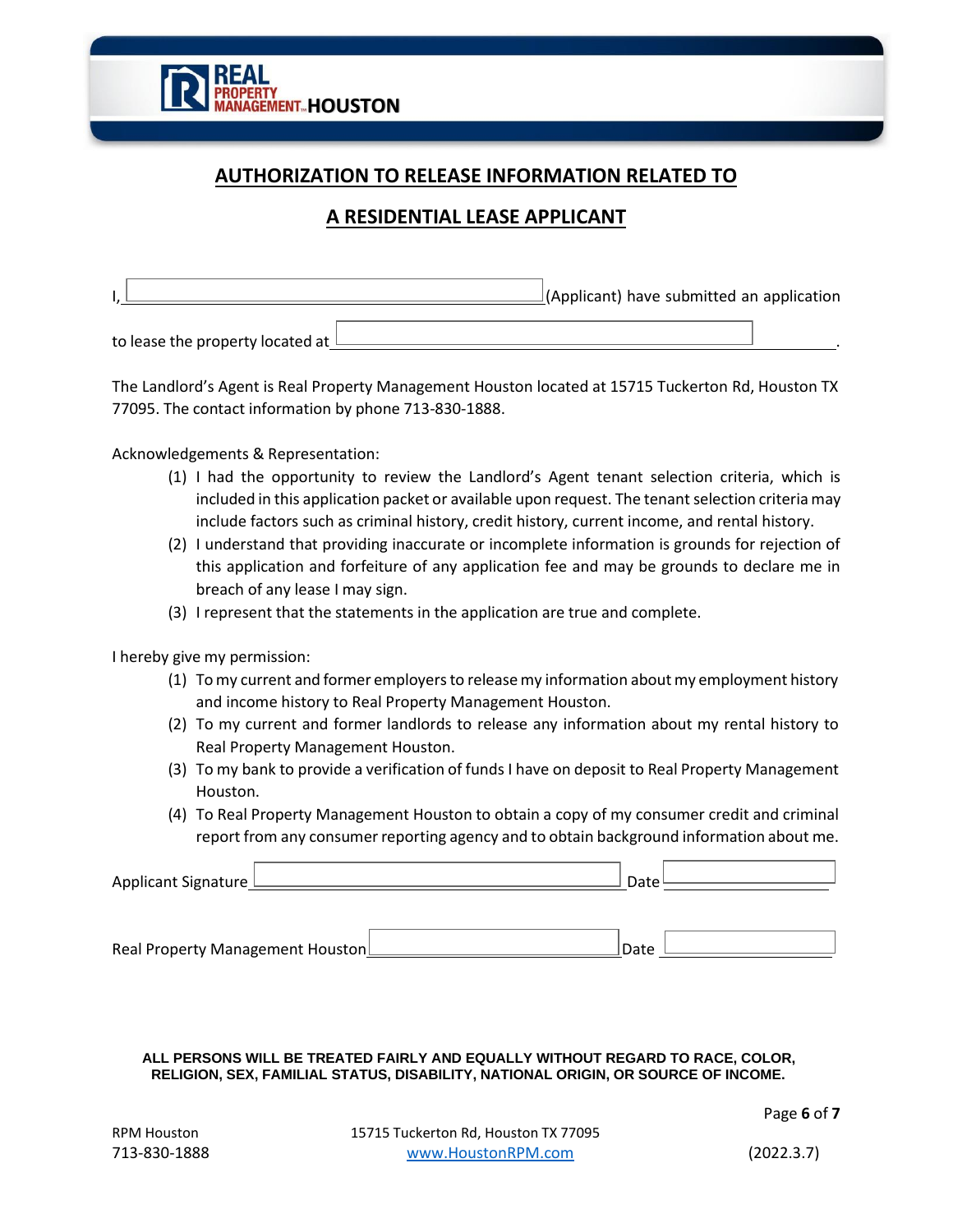## AUTHORIZATION TO RELEASE INFORMATION RELATED TO

## A RESIDENTIAL LEASE APPLICANT

I, ______________________________ (Applicant) have submitted an application to lease the property located at ______________________________.

The Landlord's Agent is Real Property Management Houston located at 15715 Tuckerton Rd, Houston TX 77095. The contact information by phone 713-830-1888.

Acknowledgements & Representation:

1. I had the opportunity to review the Landlord's Agent tenant selection criteria, which is included in this application packet or available upon request. The tenant selection criteria may include factors such as criminal history, credit history, current income, and rental history.
2. I understand that providing inaccurate or incomplete information is grounds for rejection of this application and forfeiture of any application fee and may be grounds to declare me in breach of any lease I may sign.
3. I represent that the statements in the application are true and complete.

I hereby give my permission:

1. To my current and former employers to release my information about my employment history and income history to Real Property Management Houston.
2. To my current and former landlords to release any information about my rental history to Real Property Management Houston.
3. To my bank to provide a verification of funds I have on deposit to Real Property Management Houston.
4. To Real Property Management Houston to obtain a copy of my consumer credit and criminal report from any consumer reporting agency and to obtain background information about me.

Applicant Signature ______________________________ Date ______________

Real Property Management Houston ______________________________ Date ______________

**ALL PERSONS WILL BE TREATED FAIRLY AND EQUALLY WITHOUT REGARD TO RACE, COLOR, RELIGION, SEX, FAMILIAL STATUS, DISABILITY, NATIONAL ORIGIN, OR SOURCE OF INCOME.**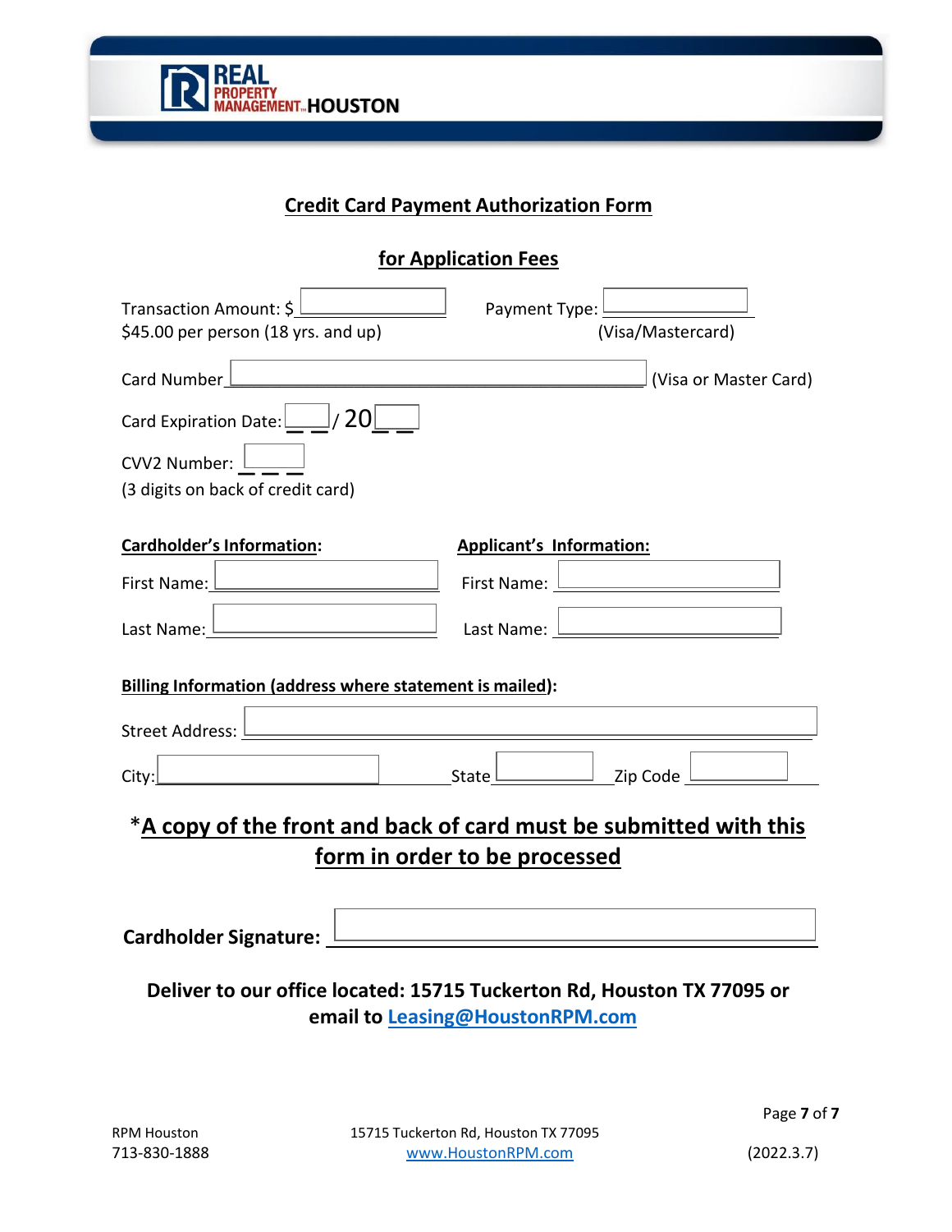REAL PROPERTY MANAGEMENT HOUSTON

## Credit Card Payment Authorization Form

## for Application Fees

Transaction Amount: $ ____________ Payment Type: ____________
$45.00 per person (18 yrs. and up) (Visa/Mastercard)

Card Number ________________________________ (Visa or Master Card)

Card Expiration Date: _ _ / 20 _ _

CVV2 Number: _ _ _
(3 digits on back of credit card)

**Cardholder's Information:**

First Name: ____________

Last Name: ____________

**Applicant's Information:**

First Name: ____________

Last Name: ____________

**Billing Information (address where statement is mailed):**

Street Address: ________________________________

City: ____________ State ____________ Zip Code ____________

### *A copy of the front and back of card must be submitted with this form in order to be processed

**Cardholder Signature:** ________________________________

**Deliver to our office located: 15715 Tuckerton Rd, Houston TX 77095 or email to Leasing@HoustonRPM.com**

RPM Houston
713-830-1888

15715 Tuckerton Rd, Houston TX 77095
www.HoustonRPM.com

(2022.3.7)